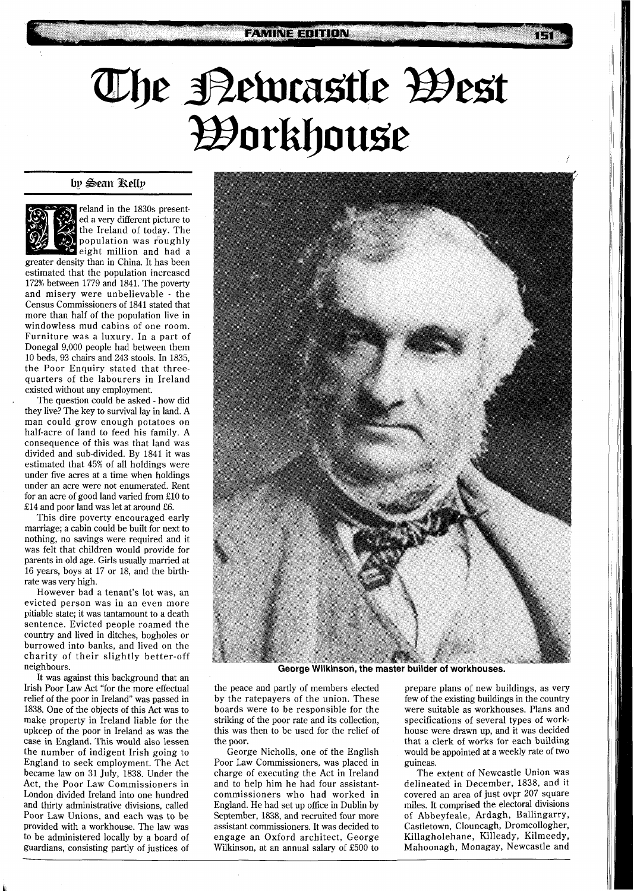# The Newcastle West Workhouse

by Sean Kelly

Ireland in the 1830s presented a very different picture to the Ireland of today. The population was roughly eight million and had a greater density than in China. It has been estimated that the population increased 172% between 1779 and 1841. The poverty and misery were unbelievable - the Census Commissioners of 1841 stated that more than half of the population live in windowless mud cabins of one room. Furniture was a luxury. In a part of Donegal 9,000 people had between them 10 beds, 93 chairs and 243 stools. In 1835, the Poor Enquiry stated that three-quarters of the labourers in Ireland existed without any employment.

The question could be asked - how did they live? The key to survival lay in land. A man could grow enough potatoes on half-acre of land to feed his family. A consequence of this was that land was divided and sub-divided. By 1841 it was estimated that 45% of all holdings were under five acres at a time when holdings under an acre were not enumerated. Rent for an acre of good land varied from £10 to £14 and poor land was let at around £6.

This dire poverty encouraged early marriage; a cabin could be built for next to nothing, no savings were required and it was felt that children would provide for parents in old age. Girls usually married at 16 years, boys at 17 or 18, and the birth-rate was very high.

However bad a tenant's lot was, an evicted person was in an even more pitiable state; it was tantamount to a death sentence. Evicted people roamed the country and lived in ditches, bogholes or burrowed into banks, and lived on the charity of their slightly better-off neighbours.

It was against this background that an Irish Poor Law Act "for the more effectual relief of the poor in Ireland" was passed in 1838. One of the objects of this Act was to make property in Ireland liable for the upkeep of the poor in Ireland as was the case in England. This would also lessen the number of indigent Irish going to England to seek employment. The Act became law on 31 July, 1838. Under the Act, the Poor Law Commissioners in London divided Ireland into one hundred and thirty administrative divisions, called Poor Law Unions, and each was to be provided with a workhouse. The law was to be administered locally by a board of guardians, consisting partly of justices of the peace and partly of members elected by the ratepayers of the union. These boards were to be responsible for the striking of the poor rate and its collection, this was then to be used for the relief of the poor.

George Nicholls, one of the English Poor Law Commissioners, was placed in charge of executing the Act in Ireland and to help him he had four assistant-commissioners who had worked in England. He had set up office in Dublin by September, 1838, and recruited four more assistant commissioners. It was decided to engage an Oxford architect, George Wilkinson, at an annual salary of £500 to prepare plans of new buildings, as very few of the existing buildings in the country were suitable as workhouses. Plans and specifications of several types of workhouse were drawn up, and it was decided that a clerk of works for each building would be appointed at a weekly rate of two guineas.

George Wilkinson, the master builder of workhouses.

The extent of Newcastle Union was delineated in December, 1838, and it covered an area of just over 207 square miles. It comprised the electoral divisions of Abbeyfeale, Ardagh, Ballingarry, Castletown, Clouncagh, Dromcollogher, Killagholehane, Killeady, Kilmeedy, Mahoonagh, Monagay, Newcastle and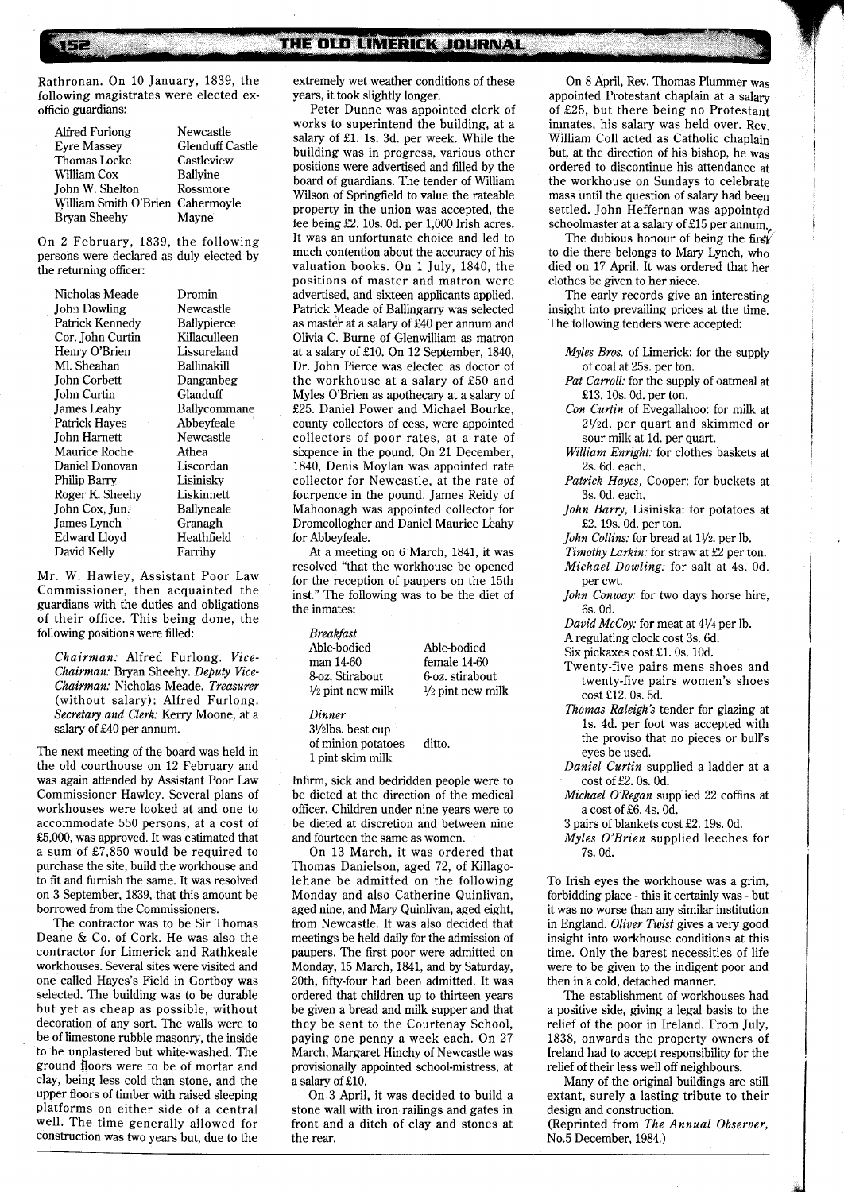Rathronan. On 10 January, 1839, the following magistrates were elected ex-officio guardians:

| | |
|---|---|
| Alfred Furlong | Newcastle |
| Eyre Massey | Glenduff Castle |
| Thomas Locke | Castleview |
| William Cox | Ballyine |
| John W. Shelton | Rossmore |
| William Smith O'Brien | Cahermoyle |
| Bryan Sheehy | Mayne |

On 2 February, 1839, the following persons were declared as duly elected by the returning officer:

| | |
|---|---|
| Nicholas Meade | Dromin |
| John Dowling | Newcastle |
| Patrick Kennedy | Ballypierce |
| Cor. John Curtin | Killacolleen |
| Henry O'Brien | Lissureland |
| Ml. Sheahan | Ballinakill |
| John Corbett | Danganbeg |
| John Curtin | Glanduff |
| James Leahy | Ballycommane |
| Patrick Hayes | Abbeyfeale |
| John Harnett | Newcastle |
| Maurice Roche | Athea |
| Daniel Donovan | Liscordan |
| Philip Barry | Lisinisky |
| Roger K. Sheehy | Liskinnett |
| John Cox, Jun. | Ballyneale |
| James Lynch | Granagh |
| Edward Lloyd | Heathfield |
| David Kelly | Farrihy |

Mr. W. Hawley, Assistant Poor Law Commissioner, then acquainted the guardians with the duties and obligations of their office. This being done, the following positions were filled:

> *Chairman:* Alfred Furlong. *Vice-Chairman:* Bryan Sheehy. *Deputy Vice-Chairman:* Nicholas Meade. *Treasurer* (without salary): Alfred Furlong. *Secretary and Clerk:* Kerry Moone, at a salary of £40 per annum.

The next meeting of the board was held in the old courthouse on 12 February and was again attended by Assistant Poor Law Commissioner Hawley. Several plans of workhouses were looked at and one to accommodate 550 persons, at a cost of £5,000, was approved. It was estimated that a sum of £7,850 would be required to purchase the site, build the workhouse and to fit and furnish the same. It was resolved on 3 September, 1839, that this amount be borrowed from the Commissioners.

The contractor was to be Sir Thomas Deane & Co. of Cork. He was also the contractor for Limerick and Rathkeale workhouses. Several sites were visited and one called Hayes's Field in Gortboy was selected. The building was to be durable but yet as cheap as possible, without decoration of any sort. The walls were to be of limestone rubble masonry, the inside to be unplastered but white-washed. The ground floors were to be of mortar and clay, being less cold than stone, and the upper floors of timber with raised sleeping platforms on either side of a central well. The time generally allowed for construction was two years but, due to the extremely wet weather conditions of these years, it took slightly longer.

Peter Dunne was appointed clerk of works to superintend the building, at a salary of £1. 1s. 3d. per week. While the building was in progress, various other positions were advertised and filled by the board of guardians. The tender of William Wilson of Springfield to value the rateable property in the union was accepted, the fee being £2. 10s. 0d. per 1,000 Irish acres. It was an unfortunate choice and led to much contention about the accuracy of his valuation books. On 1 July, 1840, the positions of master and matron were advertised, and sixteen applicants applied. Patrick Meade of Ballingarry was selected as master at a salary of £40 per annum and Olivia C. Burne of Glenwilliam as matron at a salary of £10. On 12 September, 1840, Dr. John Pierce was elected as doctor of the workhouse at a salary of £50 and Myles O'Brien as apothecary at a salary of £25. Daniel Power and Michael Bourke, county collectors of cess, were appointed collectors of poor rates, at a rate of sixpence in the pound. On 21 December, 1840, Denis Moylan was appointed rate collector for Newcastle, at the rate of fourpence in the pound. James Reidy of Mahoonagh was appointed collector for Dromcollogher and Daniel Maurice Leahy for Abbeyfeale.

At a meeting on 6 March, 1841, it was resolved "that the workhouse be opened for the reception of paupers on the 15th inst." The following was to be the diet of the inmates:

| | |
|---|---|
| *Breakfast* | |
| Able-bodied man 14-60 | Able-bodied female 14-60 |
| 8-oz. Stirabout | 6-oz. stirabout |
| ½ pint new milk | ½ pint new milk |
| *Dinner* | |
| 3½lbs. best cup of minion potatoes | ditto. |
| 1 pint skim milk | |

Infirm, sick and bedridden people were to be dieted at the direction of the medical officer. Children under nine years were to be dieted at discretion and between nine and fourteen the same as women.

On 13 March, it was ordered that Thomas Danielson, aged 72, of Killagolehane be admitted on the following Monday and also Catherine Quinlivan, aged nine, and Mary Quinlivan, aged eight, from Newcastle. It was also decided that meetings be held daily for the admission of paupers. The first poor were admitted on Monday, 15 March, 1841, and by Saturday, 20th, fifty-four had been admitted. It was ordered that children up to thirteen years be given a bread and milk supper and that they be sent to the Courtenay School, paying one penny a week each. On 27 March, Margaret Hinchy of Newcastle was provisionally appointed school-mistress, at a salary of £10.

On 3 April, it was decided to build a stone wall with iron railings and gates in front and a ditch of clay and stones at the rear.

On 8 April, Rev. Thomas Plummer was appointed Protestant chaplain at a salary of £25, but there being no Protestant inmates, his salary was held over. Rev. William Coll acted as Catholic chaplain but, at the direction of his bishop, he was ordered to discontinue his attendance at the workhouse on Sundays to celebrate mass until the question of salary had been settled. John Heffernan was appointed schoolmaster at a salary of £15 per annum.

The dubious honour of being the first to die there belongs to Mary Lynch, who died on 17 April. It was ordered that her clothes be given to her niece.

The early records give an interesting insight into prevailing prices at the time. The following tenders were accepted:

- *Myles Bros.* of Limerick: for the supply of coal at 25s. per ton.
- *Pat Carroll:* for the supply of oatmeal at £13. 10s. 0d. per ton.
- *Con Curtin* of Evegallahoo: for milk at 2½d. per quart and skimmed or sour milk at 1d. per quart.
- *William Enright:* for clothes baskets at 2s. 6d. each.
- *Patrick Hayes,* Cooper: for buckets at 3s. 0d. each.
- *John Barry,* Lisiniska: for potatoes at £2. 19s. 0d. per ton.
- *John Collins:* for bread at 1½. per lb.
- *Timothy Larkin:* for straw at £2 per ton.
- *Michael Dowling:* for salt at 4s. 0d. per cwt.
- *John Conway:* for two days horse hire, 6s. 0d.
- *David McCoy:* for meat at 4¼ per lb.
- A regulating clock cost 3s. 6d.
- Six pickaxes cost £1. 0s. 10d.
- Twenty-five pairs mens shoes and twenty-five pairs women's shoes cost £12. 0s. 5d.
- *Thomas Raleigh's* tender for glazing at 1s. 4d. per foot was accepted with the proviso that no pieces or bull's eyes be used.
- *Daniel Curtin* supplied a ladder at a cost of £2. 0s. 0d.
- *Michael O'Regan* supplied 22 coffins at a cost of £6. 4s. 0d.
- 3 pairs of blankets cost £2. 19s. 0d.
- *Myles O'Brien* supplied leeches for 7s. 0d.

To Irish eyes the workhouse was a grim, forbidding place - this it certainly was - but it was no worse than any similar institution in England. *Oliver Twist* gives a very good insight into workhouse conditions at this time. Only the barest necessities of life were to be given to the indigent poor and then in a cold, detached manner.

The establishment of workhouses had a positive side, giving a legal basis to the relief of the poor in Ireland. From July, 1838, onwards the property owners of Ireland had to accept responsibility for the relief of their less well off neighbours.

Many of the original buildings are still extant, surely a lasting tribute to their design and construction.

(Reprinted from *The Annual Observer,* No.5 December, 1984.)